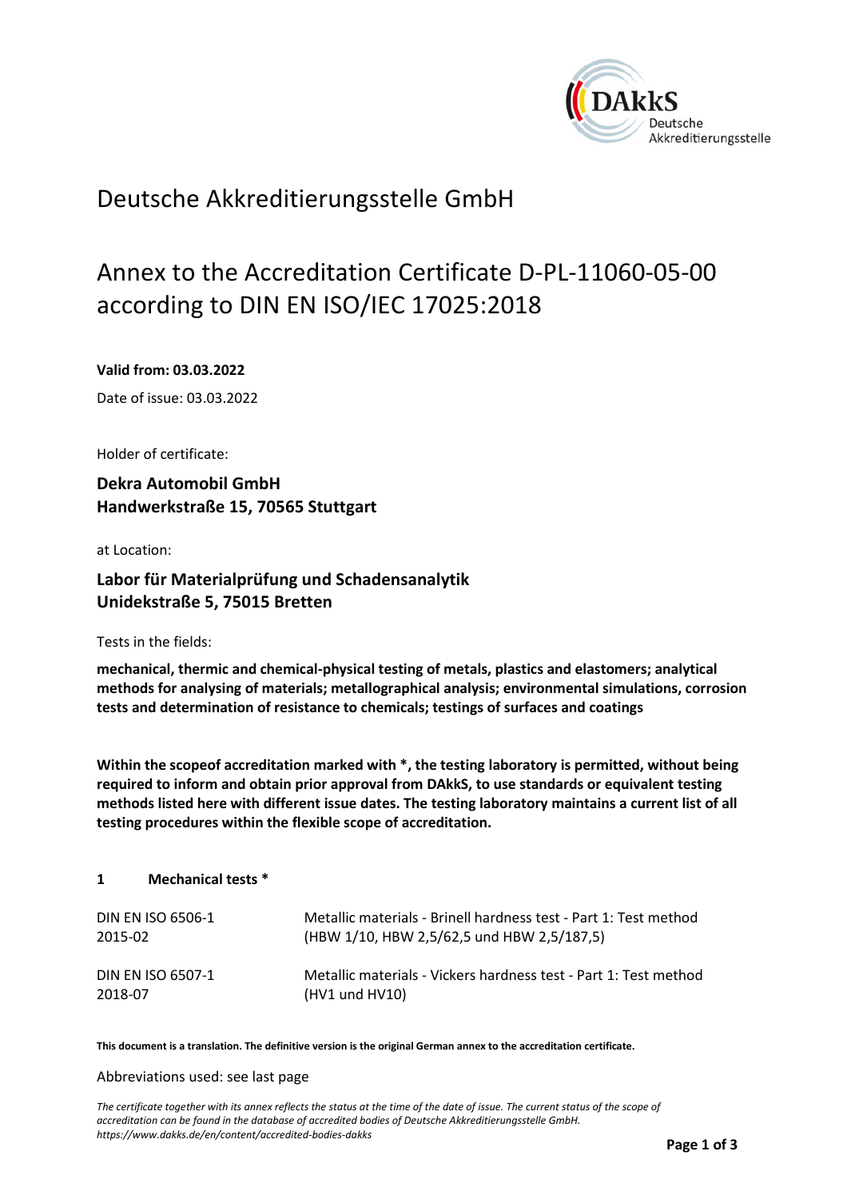# Deutsche Akkreditierungsstelle GmbH

## Annex to the Accreditation Certificate D-PL-11060-05-00 according to DIN EN ISO/IEC 17025:2018

**Valid from: 03.03.2022**

Date of issue: 03.03.2022

Holder of certificate:

**Dekra Automobil GmbH**
**Handwerkstraße 15, 70565 Stuttgart**

at Location:

**Labor für Materialprüfung und Schadensanalytik**
**Unidekstraße 5, 75015 Bretten**

Tests in the fields:

**mechanical, thermic and chemical-physical testing of metals, plastics and elastomers; analytical methods for analysing of materials; metallographical analysis; environmental simulations, corrosion tests and determination of resistance to chemicals; testings of surfaces and coatings**

**Within the scopeof accreditation marked with *, the testing laboratory is permitted, without being required to inform and obtain prior approval from DAkkS, to use standards or equivalent testing methods listed here with different issue dates. The testing laboratory maintains a current list of all testing procedures within the flexible scope of accreditation.**

### 1 Mechanical tests *

| | |
|---|---|
| DIN EN ISO 6506-1 2015-02 | Metallic materials - Brinell hardness test - Part 1: Test method (HBW 1/10, HBW 2,5/62,5 und HBW 2,5/187,5) |
| DIN EN ISO 6507-1 2018-07 | Metallic materials - Vickers hardness test - Part 1: Test method (HV1 und HV10) |

**This document is a translation. The definitive version is the original German annex to the accreditation certificate.**

Abbreviations used: see last page

*The certificate together with its annex reflects the status at the time of the date of issue. The current status of the scope of accreditation can be found in the database of accredited bodies of Deutsche Akkreditierungsstelle GmbH. https://www.dakks.de/en/content/accredited-bodies-dakks*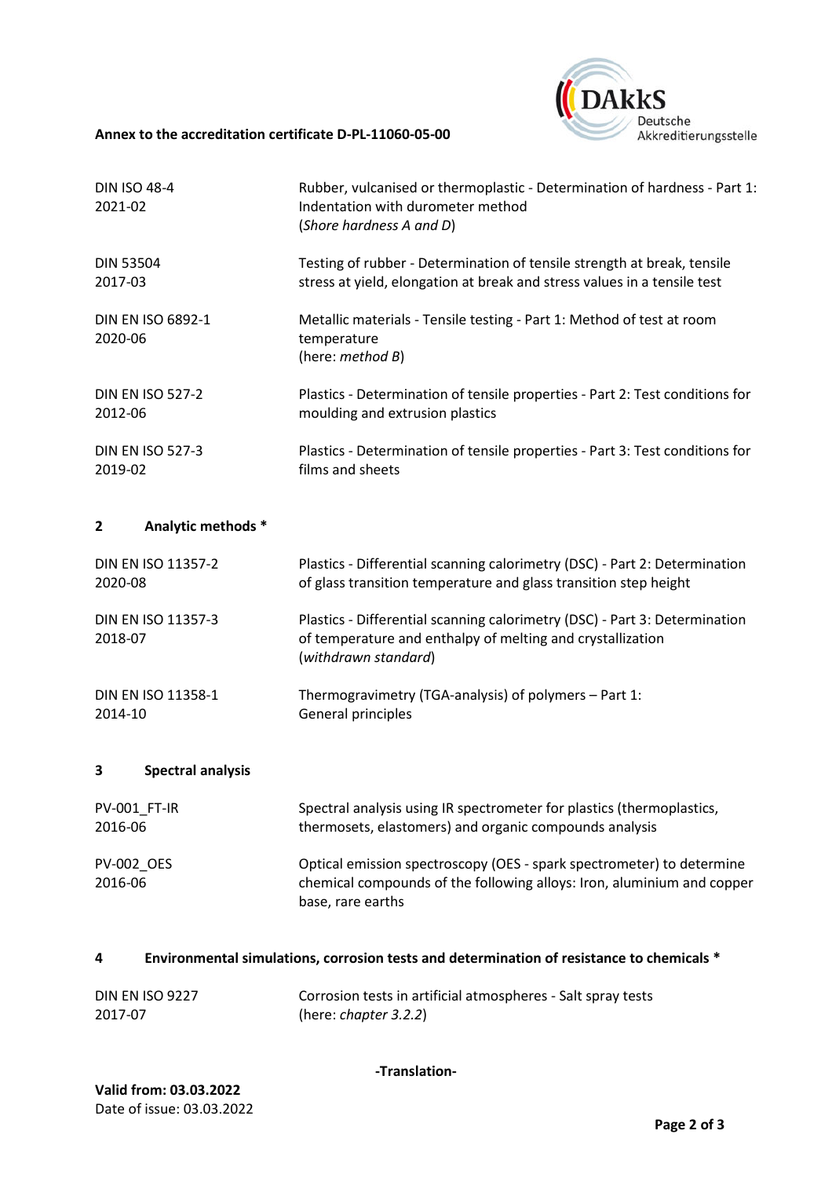**Annex to the accreditation certificate D-PL-11060-05-00**

| | |
|---|---|
| DIN ISO 48-4<br>2021-02 | Rubber, vulcanised or thermoplastic - Determination of hardness - Part 1: Indentation with durometer method<br>(*Shore hardness A and D*) |
| DIN 53504<br>2017-03 | Testing of rubber - Determination of tensile strength at break, tensile stress at yield, elongation at break and stress values in a tensile test |
| DIN EN ISO 6892-1<br>2020-06 | Metallic materials - Tensile testing - Part 1: Method of test at room temperature<br>(here: *method B*) |
| DIN EN ISO 527-2<br>2012-06 | Plastics - Determination of tensile properties - Part 2: Test conditions for moulding and extrusion plastics |
| DIN EN ISO 527-3<br>2019-02 | Plastics - Determination of tensile properties - Part 3: Test conditions for films and sheets |

## 2 Analytic methods *

| | |
|---|---|
| DIN EN ISO 11357-2<br>2020-08 | Plastics - Differential scanning calorimetry (DSC) - Part 2: Determination of glass transition temperature and glass transition step height |
| DIN EN ISO 11357-3<br>2018-07 | Plastics - Differential scanning calorimetry (DSC) - Part 3: Determination of temperature and enthalpy of melting and crystallization<br>(*withdrawn standard*) |
| DIN EN ISO 11358-1<br>2014-10 | Thermogravimetry (TGA-analysis) of polymers – Part 1: General principles |

## 3 Spectral analysis

| | |
|---|---|
| PV-001_FT-IR<br>2016-06 | Spectral analysis using IR spectrometer for plastics (thermoplastics, thermosets, elastomers) and organic compounds analysis |
| PV-002_OES<br>2016-06 | Optical emission spectroscopy (OES - spark spectrometer) to determine chemical compounds of the following alloys: Iron, aluminium and copper base, rare earths |

## 4 Environmental simulations, corrosion tests and determination of resistance to chemicals *

| | |
|---|---|
| DIN EN ISO 9227<br>2017-07 | Corrosion tests in artificial atmospheres - Salt spray tests<br>(here: *chapter 3.2.2*) |

**-Translation-**

**Valid from: 03.03.2022**
Date of issue: 03.03.2022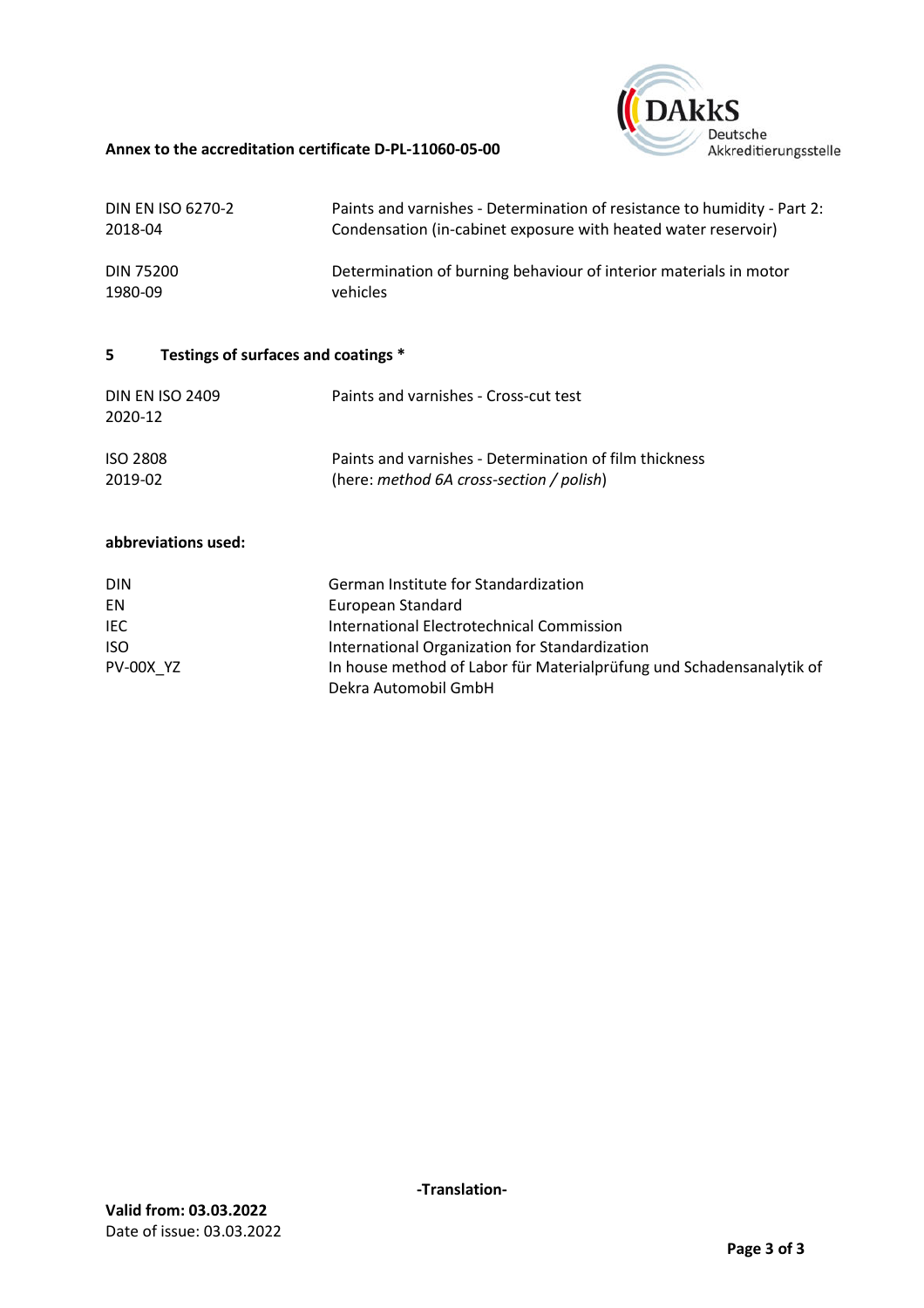**Annex to the accreditation certificate D-PL-11060-05-00**

| | |
|---|---|
| DIN EN ISO 6270-2 2018-04 | Paints and varnishes - Determination of resistance to humidity - Part 2: Condensation (in-cabinet exposure with heated water reservoir) |
| DIN 75200 1980-09 | Determination of burning behaviour of interior materials in motor vehicles |

## 5 Testings of surfaces and coatings *

| | |
|---|---|
| DIN EN ISO 2409 2020-12 | Paints and varnishes - Cross-cut test |
| ISO 2808 2019-02 | Paints and varnishes - Determination of film thickness (here: *method 6A cross-section / polish*) |

**abbreviations used:**

| | |
|---|---|
| DIN | German Institute for Standardization |
| EN | European Standard |
| IEC | International Electrotechnical Commission |
| ISO | International Organization for Standardization |
| PV-00X_YZ | In house method of Labor für Materialprüfung und Schadensanalytik of Dekra Automobil GmbH |

-Translation-

**Valid from: 03.03.2022**
Date of issue: 03.03.2022